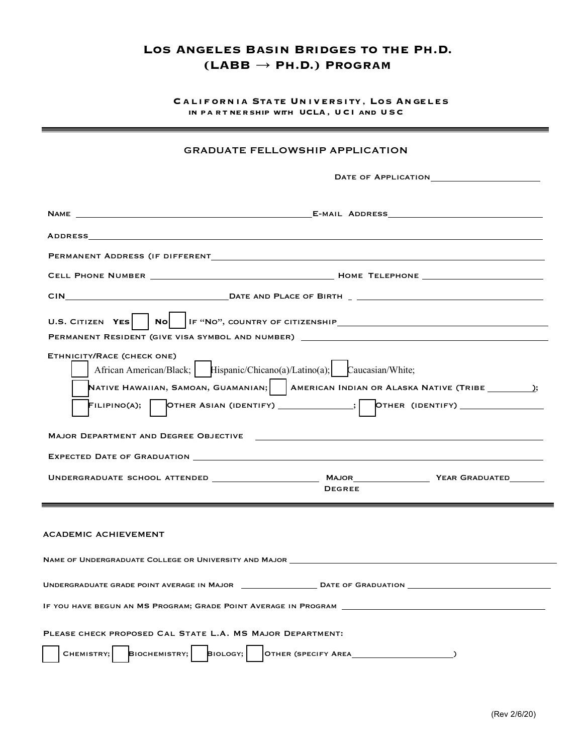# Los Angeles Basin Bridges to the Ph.D. (LABB → Ph.D.) Program

**California State University, Los Angeles**
in partnership with UCLA, UCI and USC

## GRADUATE FELLOWSHIP APPLICATION

Date of Application ____________________

Name ______________________________ E-mail Address ______________________________

Address ____________________________________________________________

Permanent Address (if different ____________________________________________________________

Cell Phone Number ______________________________ Home Telephone ______________________________

CIN ______________________________ Date and Place of Birth ______________________________

U.S. Citizen Yes ☐ No ☐ If "No", country of citizenship ______________________________

Permanent Resident (give visa symbol and number) ______________________________

Ethnicity/Race (check one)

☐ African American/Black; ☐ Hispanic/Chicano(a)/Latino(a); ☐ Caucasian/White;

☐ Native Hawaiian, Samoan, Guamanian; ☐ American Indian or Alaska Native (Tribe ________);

☐ Filipino(a); ☐ Other Asian (identify) ______________; ☐ Other (identify) ______________

Major Department and Degree Objective ______________________________

Expected Date of Graduation ______________________________

Undergraduate school attended ______________________ Major Degree ______________ Year Graduated ________

## ACADEMIC ACHIEVEMENT

Name of Undergraduate College or University and Major ______________________________

Undergraduate grade point average in Major ______________ Date of Graduation ______________________________

If you have begun an MS Program; Grade Point Average in Program ______________________________

Please check proposed Cal State L.A. MS Major Department:

☐ Chemistry; ☐ Biochemistry; ☐ Biology; ☐ Other (specify Area ______________________)

(Rev 2/6/20)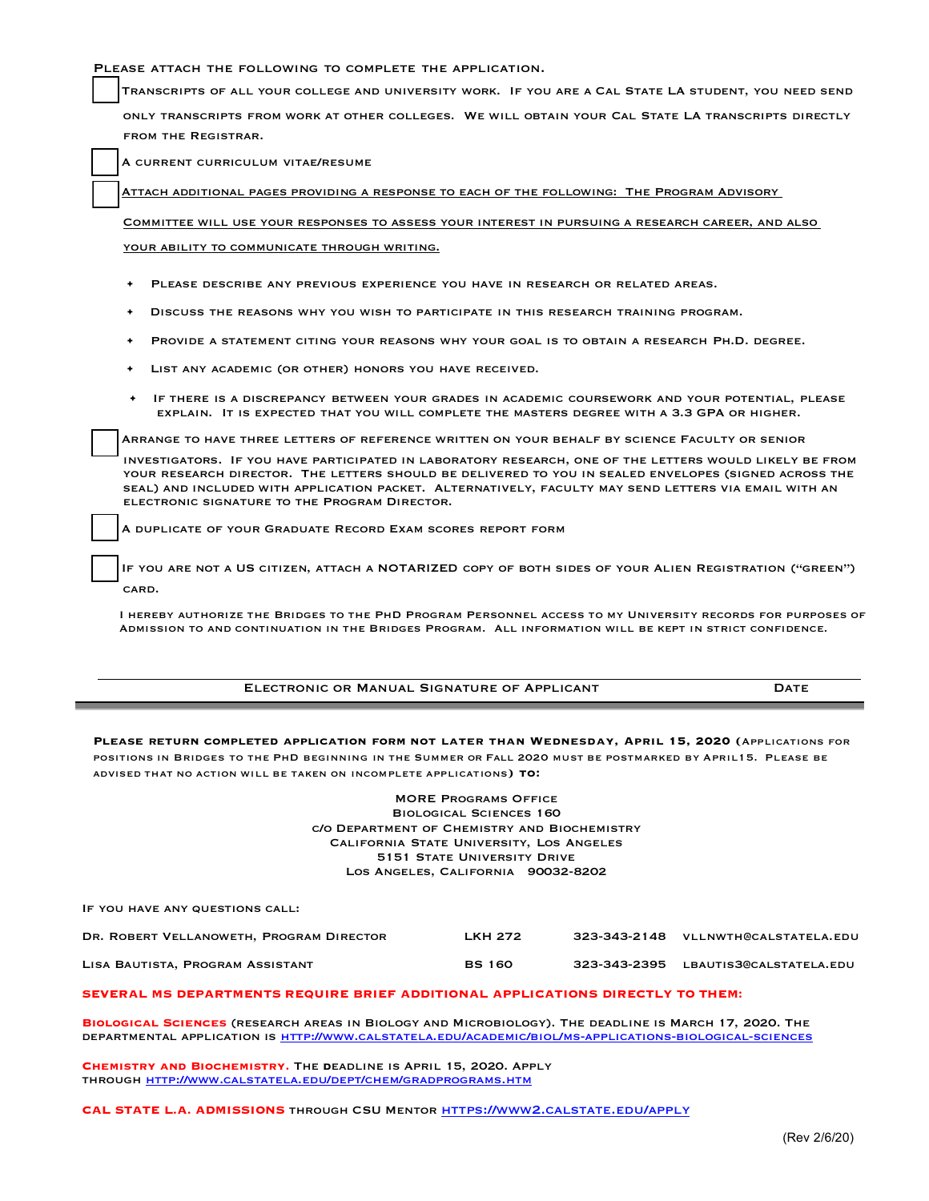Please attach the following to complete the application.

- [ ] Transcripts of all your college and university work. If you are a Cal State LA student, you need send only transcripts from work at other colleges. We will obtain your Cal State LA transcripts directly from the Registrar.

- [ ] A current curriculum vitae/resume

- [ ] Attach additional pages providing a response to each of the following: The Program Advisory Committee will use your responses to assess your interest in pursuing a research career, and also your ability to communicate through writing.

  - Please describe any previous experience you have in research or related areas.
  - Discuss the reasons why you wish to participate in this research training program.
  - Provide a statement citing your reasons why your goal is to obtain a research Ph.D. degree.
  - List any academic (or other) honors you have received.
  - If there is a discrepancy between your grades in academic coursework and your potential, please explain. It is expected that you will complete the masters degree with a 3.3 GPA or higher.

- [ ] Arrange to have three letters of reference written on your behalf by science Faculty or senior investigators. If you have participated in laboratory research, one of the letters would likely be from your research director. The letters should be delivered to you in sealed envelopes (signed across the seal) and included with application packet. Alternatively, faculty may send letters via email with an electronic signature to the Program Director.

- [ ] A duplicate of your Graduate Record Exam scores report form

- [ ] If you are not a US citizen, attach a NOTARIZED copy of both sides of your Alien Registration ("green") card.

I hereby authorize the Bridges to the PhD Program Personnel access to my University records for purposes of Admission to and continuation in the Bridges Program. All information will be kept in strict confidence.

Electronic or Manual Signature of Applicant ______________________ Date __________

---

**Please return completed application form not later than Wednesday, April 15, 2020** (Applications for positions in Bridges to the PhD beginning in the Summer or Fall 2020 must be postmarked by April15. Please be advised that no action will be taken on incomplete applications) **to:**

MORE Programs Office
Biological Sciences 160
c/o Department of Chemistry and Biochemistry
California State University, Los Angeles
5151 State University Drive
Los Angeles, California 90032-8202

If you have any questions call:

| | | | |
|---|---|---|---|
| Dr. Robert Vellanoweth, Program Director | LKH 272 | 323-343-2148 | vllnwth@calstatela.edu |
| Lisa Bautista, Program Assistant | BS 160 | 323-343-2395 | lbautis3@calstatela.edu |

**Several MS departments require brief additional applications directly to them:**

**Biological Sciences** (research areas in Biology and Microbiology). The deadline is March 17, 2020. The departmental application is http://www.calstatela.edu/academic/biol/ms-applications-biological-sciences

**Chemistry and Biochemistry.** The deadline is April 15, 2020. Apply through http://www.calstatela.edu/dept/chem/gradprograms.htm

**Cal State L.A. Admissions** through CSU Mentor https://www2.calstate.edu/apply

(Rev 2/6/20)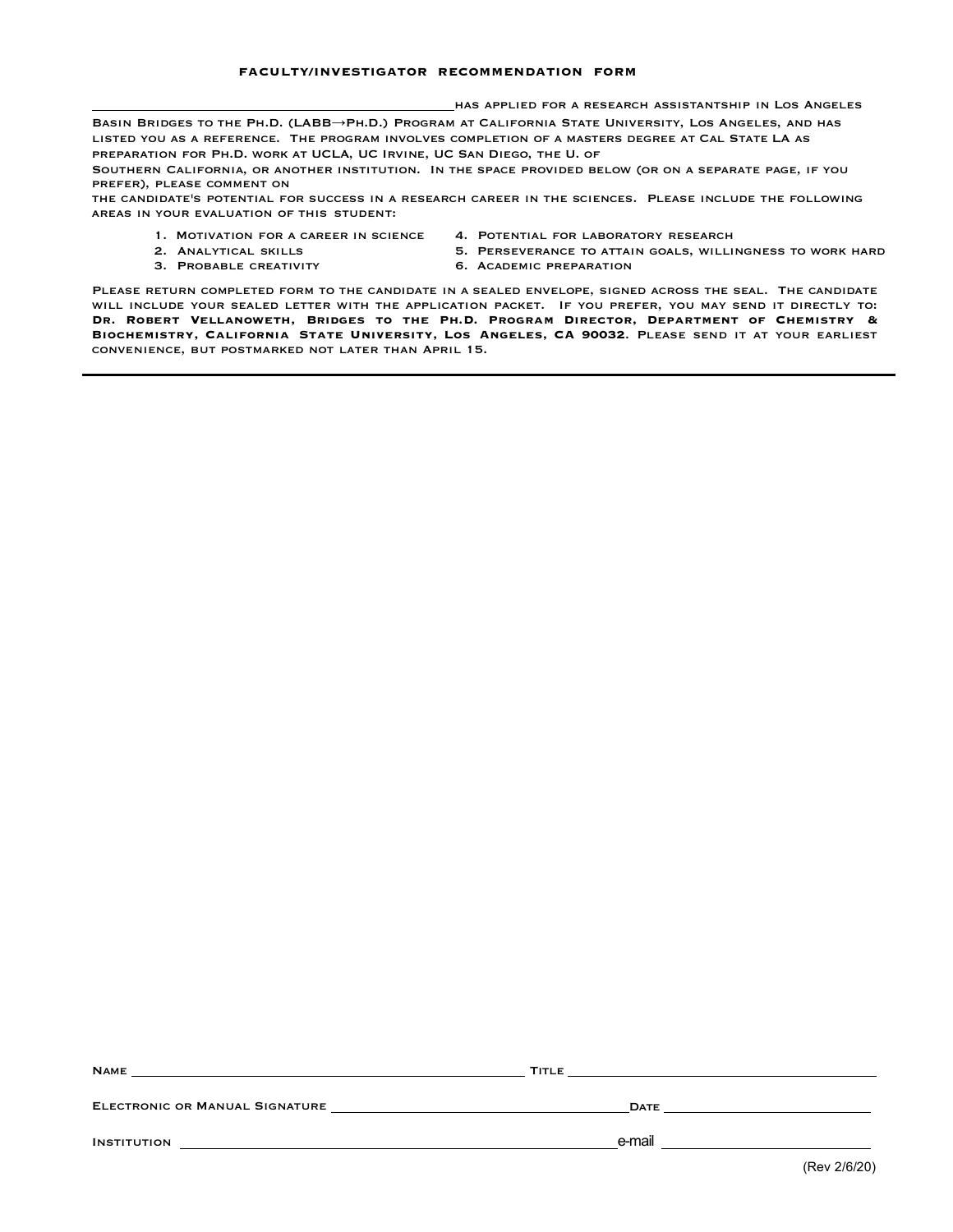# FACULTY/INVESTIGATOR RECOMMENDATION FORM

_______________________________________________ has applied for a research assistantship in Los Angeles Basin Bridges to the Ph.D. (LABB→Ph.D.) Program at California State University, Los Angeles, and has listed you as a reference. The program involves completion of a masters degree at Cal State LA as preparation for Ph.D. work at UCLA, UC Irvine, UC San Diego, the U. of Southern California, or another institution. In the space provided below (or on a separate page, if you prefer), please comment on the candidate's potential for success in a research career in the sciences. Please include the following areas in your evaluation of this student:

1. Motivation for a career in science
2. Analytical skills
3. Probable creativity
4. Potential for laboratory research
5. Perseverance to attain goals, willingness to work hard
6. Academic preparation

Please return completed form to the candidate in a sealed envelope, signed across the seal. The candidate will include your sealed letter with the application packet. If you prefer, you may send it directly to: **Dr. Robert Vellanoweth, Bridges to the Ph.D. Program Director, Department of Chemistry & Biochemistry, California State University, Los Angeles, CA 90032**. Please send it at your earliest convenience, but postmarked not later than April 15.

---

Name _______________________________ Title _______________________________

Electronic or Manual Signature _______________________________ Date _______________________________

Institution _______________________________ e-mail _______________________________

(Rev 2/6/20)